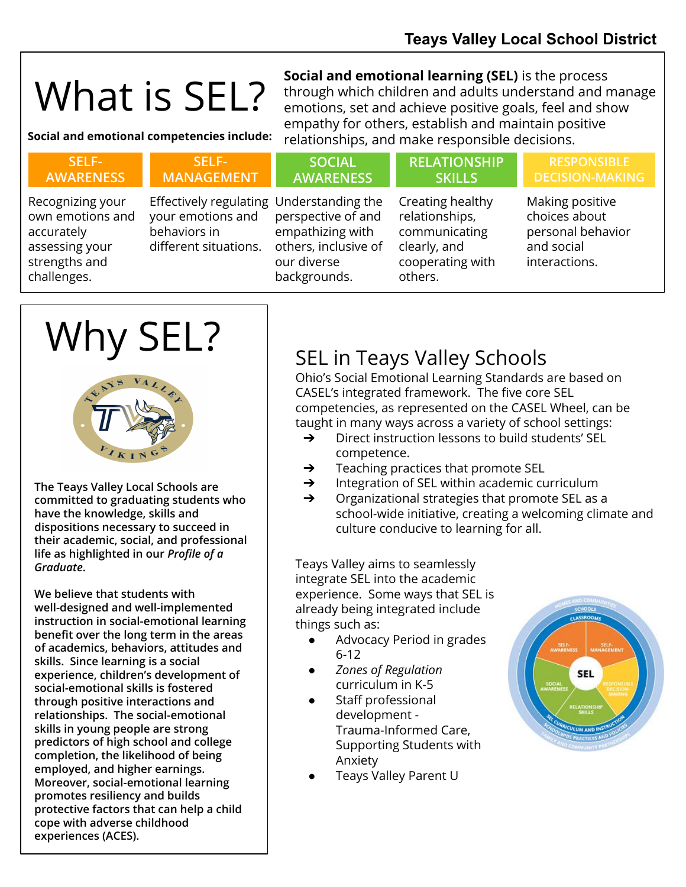**Teays Valley Local School District**

# What is SEL?

**Social and emotional learning (SEL)** is the process through which children and adults understand and manage emotions, set and achieve positive goals, feel and show empathy for others, establish and maintain positive relationships, and make responsible decisions.

**Social and emotional competencies include:**

| SELF-AWARENESS | SELF-MANAGEMENT | SOCIAL AWARENESS | RELATIONSHIP SKILLS | RESPONSIBLE DECISION-MAKING |
|---|---|---|---|---|
| Recognizing your own emotions and accurately assessing your strengths and challenges. | Effectively regulating your emotions and behaviors in different situations. | Understanding the perspective of and empathizing with others, inclusive of our diverse backgrounds. | Creating healthy relationships, communicating clearly, and cooperating with others. | Making positive choices about personal behavior and social interactions. |

# Why SEL?

**The Teays Valley Local Schools are committed to graduating students who have the knowledge, skills and dispositions necessary to succeed in their academic, social, and professional life as highlighted in our *Profile of a Graduate*.**

**We believe that students with well-designed and well-implemented instruction in social-emotional learning benefit over the long term in the areas of academics, behaviors, attitudes and skills. Since learning is a social experience, children's development of social-emotional skills is fostered through positive interactions and relationships. The social-emotional skills in young people are strong predictors of high school and college completion, the likelihood of being employed, and higher earnings. Moreover, social-emotional learning promotes resiliency and builds protective factors that can help a child cope with adverse childhood experiences (ACES).**

## SEL in Teays Valley Schools

Ohio's Social Emotional Learning Standards are based on CASEL's integrated framework. The five core SEL competencies, as represented on the CASEL Wheel, can be taught in many ways across a variety of school settings:

- Direct instruction lessons to build students' SEL competence.
- Teaching practices that promote SEL
- Integration of SEL within academic curriculum
- Organizational strategies that promote SEL as a school-wide initiative, creating a welcoming climate and culture conducive to learning for all.

Teays Valley aims to seamlessly integrate SEL into the academic experience. Some ways that SEL is already being integrated include things such as:

- Advocacy Period in grades 6-12
- *Zones of Regulation* curriculum in K-5
- Staff professional development - Trauma-Informed Care, Supporting Students with Anxiety
- Teays Valley Parent U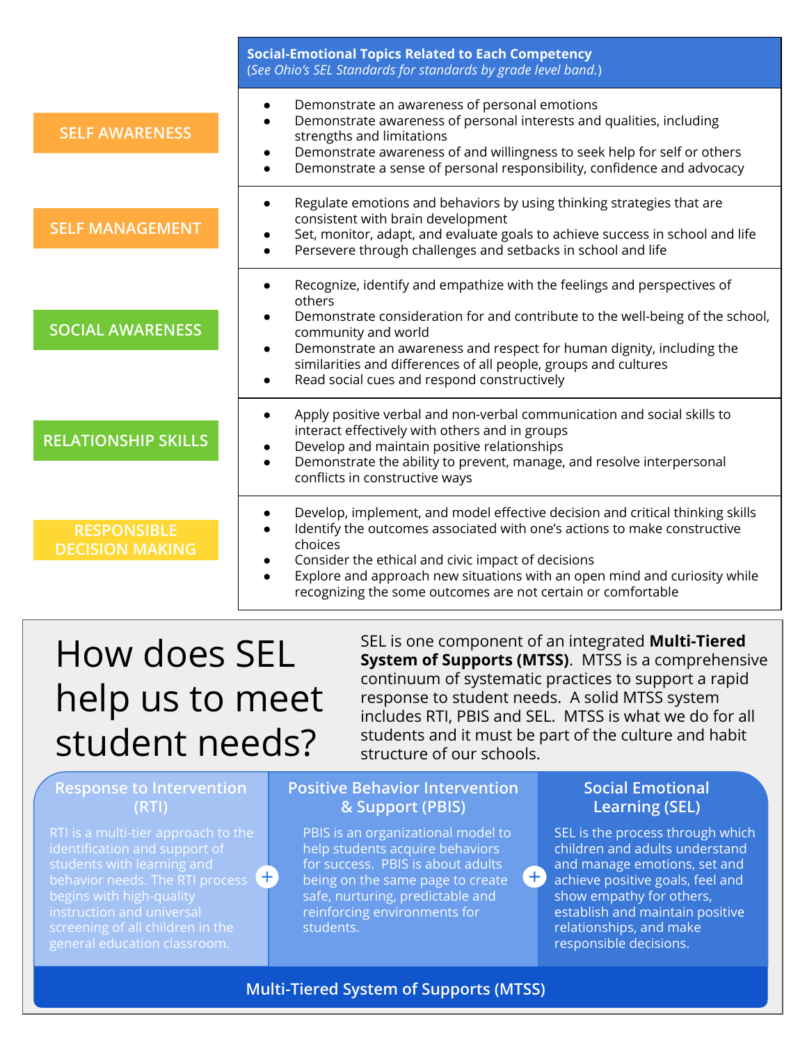| | **Social-Emotional Topics Related to Each Competency** *(See Ohio's SEL Standards for standards by grade level band.)* |
|---|---|
| SELF AWARENESS | • Demonstrate an awareness of personal emotions<br>• Demonstrate awareness of personal interests and qualities, including strengths and limitations<br>• Demonstrate awareness of and willingness to seek help for self or others<br>• Demonstrate a sense of personal responsibility, confidence and advocacy |
| SELF MANAGEMENT | • Regulate emotions and behaviors by using thinking strategies that are consistent with brain development<br>• Set, monitor, adapt, and evaluate goals to achieve success in school and life<br>• Persevere through challenges and setbacks in school and life |
| SOCIAL AWARENESS | • Recognize, identify and empathize with the feelings and perspectives of others<br>• Demonstrate consideration for and contribute to the well-being of the school, community and world<br>• Demonstrate an awareness and respect for human dignity, including the similarities and differences of all people, groups and cultures<br>• Read social cues and respond constructively |
| RELATIONSHIP SKILLS | • Apply positive verbal and non-verbal communication and social skills to interact effectively with others and in groups<br>• Develop and maintain positive relationships<br>• Demonstrate the ability to prevent, manage, and resolve interpersonal conflicts in constructive ways |
| RESPONSIBLE DECISION MAKING | • Develop, implement, and model effective decision and critical thinking skills<br>• Identify the outcomes associated with one's actions to make constructive choices<br>• Consider the ethical and civic impact of decisions<br>• Explore and approach new situations with an open mind and curiosity while recognizing the some outcomes are not certain or comfortable |

# How does SEL help us to meet student needs?

SEL is one component of an integrated **Multi-Tiered System of Supports (MTSS)**. MTSS is a comprehensive continuum of systematic practices to support a rapid response to student needs. A solid MTSS system includes RTI, PBIS and SEL. MTSS is what we do for all students and it must be part of the culture and habit structure of our schools.

### Response to Intervention (RTI)

RTI is a multi-tier approach to the identification and support of students with learning and behavior needs. The RTI process begins with high-quality instruction and universal screening of all children in the general education classroom.

+

### Positive Behavior Intervention & Support (PBIS)

PBIS is an organizational model to help students acquire behaviors for success. PBIS is about adults being on the same page to create safe, nurturing, predictable and reinforcing environments for students.

+

### Social Emotional Learning (SEL)

SEL is the process through which children and adults understand and manage emotions, set and achieve positive goals, feel and show empathy for others, establish and maintain positive relationships, and make responsible decisions.

**Multi-Tiered System of Supports (MTSS)**